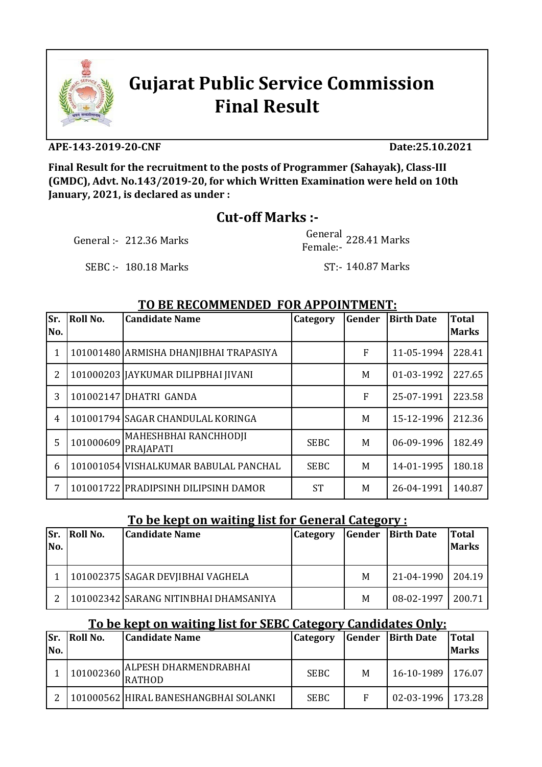# Gujarat Public Service Commission
# Final Result

**APE-143-2019-20-CNF** **Date:25.10.2021**

**Final Result for the recruitment to the posts of Programmer (Sahayak), Class-III (GMDC), Advt. No.143/2019-20, for which Written Examination were held on 10th January, 2021, is declared as under :**

## Cut-off Marks :-

General :- 212.36 Marks

General Female:- 228.41 Marks

SEBC :- 180.18 Marks

ST:- 140.87 Marks

### TO BE RECOMMENDED FOR APPOINTMENT:

| Sr. No. | Roll No. | Candidate Name | Category | Gender | Birth Date | Total Marks |
|---|---|---|---|---|---|---|
| 1 | 101001480 | ARMISHA DHANJIBHAI TRAPASIYA | | F | 11-05-1994 | 228.41 |
| 2 | 101000203 | JAYKUMAR DILIPBHAI JIVANI | | M | 01-03-1992 | 227.65 |
| 3 | 101002147 | DHATRI GANDA | | F | 25-07-1991 | 223.58 |
| 4 | 101001794 | SAGAR CHANDULAL KORINGA | | M | 15-12-1996 | 212.36 |
| 5 | 101000609 | MAHESHBHAI RANCHHODJI PRAJAPATI | SEBC | M | 06-09-1996 | 182.49 |
| 6 | 101001054 | VISHALKUMAR BABULAL PANCHAL | SEBC | M | 14-01-1995 | 180.18 |
| 7 | 101001722 | PRADIPSINH DILIPSINH DAMOR | ST | M | 26-04-1991 | 140.87 |

### To be kept on waiting list for General Category :

| Sr. No. | Roll No. | Candidate Name | Category | Gender | Birth Date | Total Marks |
|---|---|---|---|---|---|---|
| 1 | 101002375 | SAGAR DEVJIBHAI VAGHELA | | M | 21-04-1990 | 204.19 |
| 2 | 101002342 | SARANG NITINBHAI DHAMSANIYA | | M | 08-02-1997 | 200.71 |

### To be kept on waiting list for SEBC Category Candidates Only:

| Sr. No. | Roll No. | Candidate Name | Category | Gender | Birth Date | Total Marks |
|---|---|---|---|---|---|---|
| 1 | 101002360 | ALPESH DHARMENDRABHAI RATHOD | SEBC | M | 16-10-1989 | 176.07 |
| 2 | 101000562 | HIRAL BANESHANGBHAI SOLANKI | SEBC | F | 02-03-1996 | 173.28 |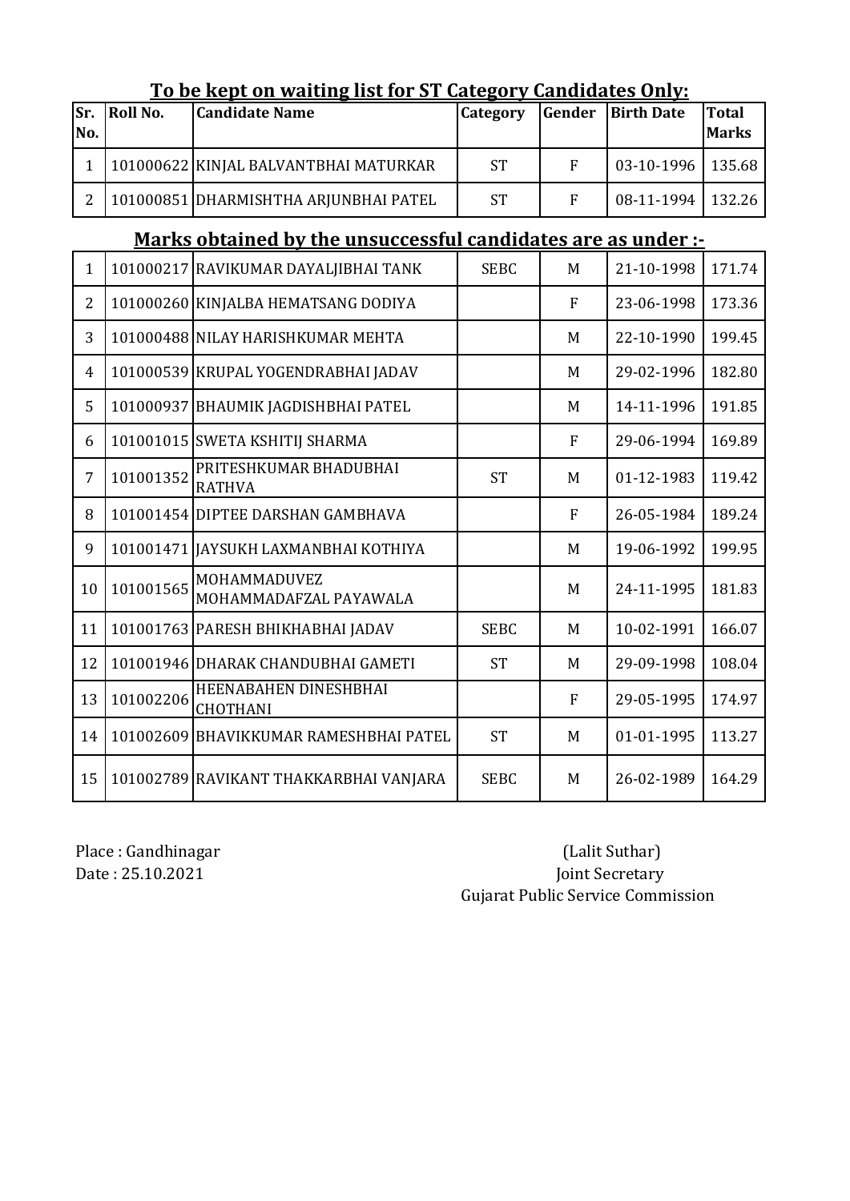## To be kept on waiting list for ST Category Candidates Only:

| Sr. No. | Roll No. | Candidate Name | Category | Gender | Birth Date | Total Marks |
|---|---|---|---|---|---|---|
| 1 | 101000622 | KINJAL BALVANTBHAI MATURKAR | ST | F | 03-10-1996 | 135.68 |
| 2 | 101000851 | DHARMISHTHA ARJUNBHAI PATEL | ST | F | 08-11-1994 | 132.26 |

## Marks obtained by the unsuccessful candidates are as under :-

| | | | | | | |
|---|---|---|---|---|---|---|
| 1 | 101000217 | RAVIKUMAR DAYALJIBHAI TANK | SEBC | M | 21-10-1998 | 171.74 |
| 2 | 101000260 | KINJALBA HEMATSANG DODIYA | | F | 23-06-1998 | 173.36 |
| 3 | 101000488 | NILAY HARISHKUMAR MEHTA | | M | 22-10-1990 | 199.45 |
| 4 | 101000539 | KRUPAL YOGENDRABHAI JADAV | | M | 29-02-1996 | 182.80 |
| 5 | 101000937 | BHAUMIK JAGDISHBHAI PATEL | | M | 14-11-1996 | 191.85 |
| 6 | 101001015 | SWETA KSHITIJ SHARMA | | F | 29-06-1994 | 169.89 |
| 7 | 101001352 | PRITESHKUMAR BHADUBHAI RATHVA | ST | M | 01-12-1983 | 119.42 |
| 8 | 101001454 | DIPTEE DARSHAN GAMBHAVA | | F | 26-05-1984 | 189.24 |
| 9 | 101001471 | JAYSUKH LAXMANBHAI KOTHIYA | | M | 19-06-1992 | 199.95 |
| 10 | 101001565 | MOHAMMADUVEZ MOHAMMADAFZAL PAYAWALA | | M | 24-11-1995 | 181.83 |
| 11 | 101001763 | PARESH BHIKHABHAI JADAV | SEBC | M | 10-02-1991 | 166.07 |
| 12 | 101001946 | DHARAK CHANDUBHAI GAMETI | ST | M | 29-09-1998 | 108.04 |
| 13 | 101002206 | HEENABAHEN DINESHBHAI CHOTHANI | | F | 29-05-1995 | 174.97 |
| 14 | 101002609 | BHAVIKKUMAR RAMESHBHAI PATEL | ST | M | 01-01-1995 | 113.27 |
| 15 | 101002789 | RAVIKANT THAKKARBHAI VANJARA | SEBC | M | 26-02-1989 | 164.29 |

Place : Gandhinagar
Date : 25.10.2021

(Lalit Suthar)
Joint Secretary
Gujarat Public Service Commission